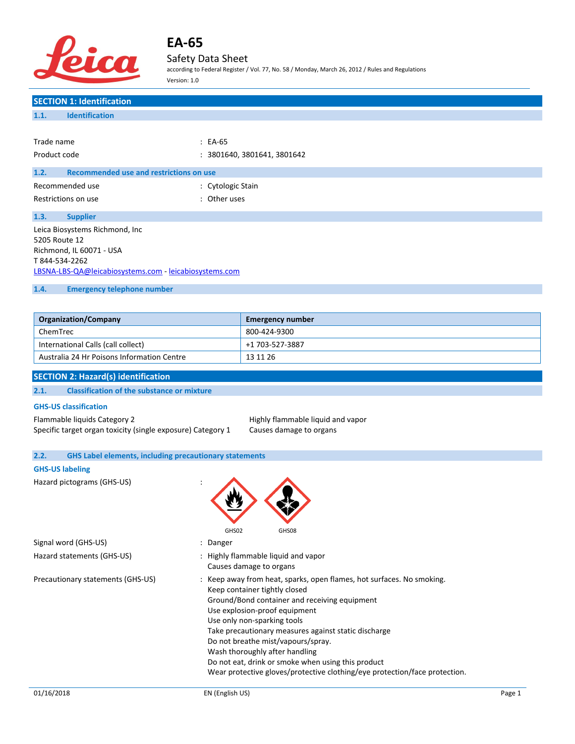# EA-65

Safety Data Sheet

according to Federal Register / Vol. 77, No. 58 / Monday, March 26, 2012 / Rules and Regulations

Version: 1.0

## SECTION 1: Identification

### 1.1. Identification

Trade name : EA-65

Product code : 3801640, 3801641, 3801642

### 1.2. Recommended use and restrictions on use

Recommended use : Cytologic Stain

Restrictions on use : Other uses

### 1.3. Supplier

Leica Biosystems Richmond, Inc
5205 Route 12
Richmond, IL 60071 - USA
T 844-534-2262
LBSNA-LBS-QA@leicabiosystems.com - leicabiosystems.com

### 1.4. Emergency telephone number

| Organization/Company | Emergency number |
|---|---|
| ChemTrec | 800-424-9300 |
| International Calls (call collect) | +1 703-527-3887 |
| Australia 24 Hr Poisons Information Centre | 13 11 26 |

## SECTION 2: Hazard(s) identification

### 2.1. Classification of the substance or mixture

**GHS-US classification**

Flammable liquids Category 2 — Highly flammable liquid and vapor

Specific target organ toxicity (single exposure) Category 1 — Causes damage to organs

### 2.2. GHS Label elements, including precautionary statements

**GHS-US labeling**

Hazard pictograms (GHS-US) : GHS02, GHS08

Signal word (GHS-US) : Danger

Hazard statements (GHS-US) : Highly flammable liquid and vapor
Causes damage to organs

Precautionary statements (GHS-US) : Keep away from heat, sparks, open flames, hot surfaces. No smoking.
Keep container tightly closed
Ground/Bond container and receiving equipment
Use explosion-proof equipment
Use only non-sparking tools
Take precautionary measures against static discharge
Do not breathe mist/vapours/spray.
Wash thoroughly after handling
Do not eat, drink or smoke when using this product
Wear protective gloves/protective clothing/eye protection/face protection.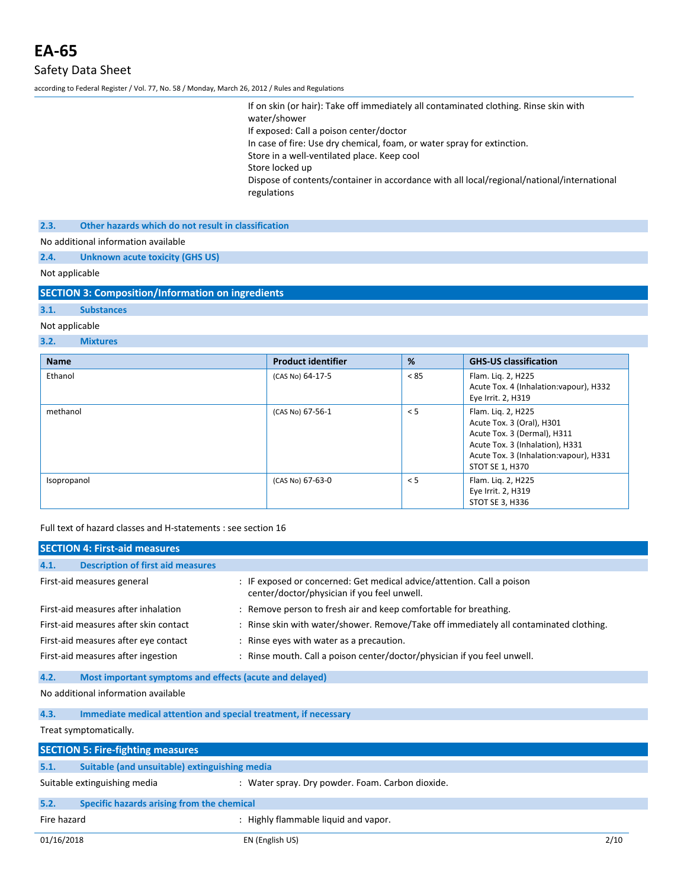If on skin (or hair): Take off immediately all contaminated clothing. Rinse skin with water/shower
If exposed: Call a poison center/doctor
In case of fire: Use dry chemical, foam, or water spray for extinction.
Store in a well-ventilated place. Keep cool
Store locked up
Dispose of contents/container in accordance with all local/regional/national/international regulations

### 2.3. Other hazards which do not result in classification

No additional information available

### 2.4. Unknown acute toxicity (GHS US)

Not applicable

## SECTION 3: Composition/Information on ingredients

### 3.1. Substances

Not applicable

### 3.2. Mixtures

| Name | Product identifier | % | GHS-US classification |
|---|---|---|---|
| Ethanol | (CAS No) 64-17-5 | < 85 | Flam. Liq. 2, H225<br>Acute Tox. 4 (Inhalation:vapour), H332<br>Eye Irrit. 2, H319 |
| methanol | (CAS No) 67-56-1 | < 5 | Flam. Liq. 2, H225<br>Acute Tox. 3 (Oral), H301<br>Acute Tox. 3 (Dermal), H311<br>Acute Tox. 3 (Inhalation), H331<br>Acute Tox. 3 (Inhalation:vapour), H331<br>STOT SE 1, H370 |
| Isopropanol | (CAS No) 67-63-0 | < 5 | Flam. Liq. 2, H225<br>Eye Irrit. 2, H319<br>STOT SE 3, H336 |

Full text of hazard classes and H-statements : see section 16

## SECTION 4: First-aid measures

### 4.1. Description of first aid measures

First-aid measures general : IF exposed or concerned: Get medical advice/attention. Call a poison center/doctor/physician if you feel unwell.

First-aid measures after inhalation : Remove person to fresh air and keep comfortable for breathing.

First-aid measures after skin contact : Rinse skin with water/shower. Remove/Take off immediately all contaminated clothing.

First-aid measures after eye contact : Rinse eyes with water as a precaution.

First-aid measures after ingestion : Rinse mouth. Call a poison center/doctor/physician if you feel unwell.

### 4.2. Most important symptoms and effects (acute and delayed)

No additional information available

### 4.3. Immediate medical attention and special treatment, if necessary

Treat symptomatically.

## SECTION 5: Fire-fighting measures

### 5.1. Suitable (and unsuitable) extinguishing media

Suitable extinguishing media : Water spray. Dry powder. Foam. Carbon dioxide.

### 5.2. Specific hazards arising from the chemical

Fire hazard : Highly flammable liquid and vapor.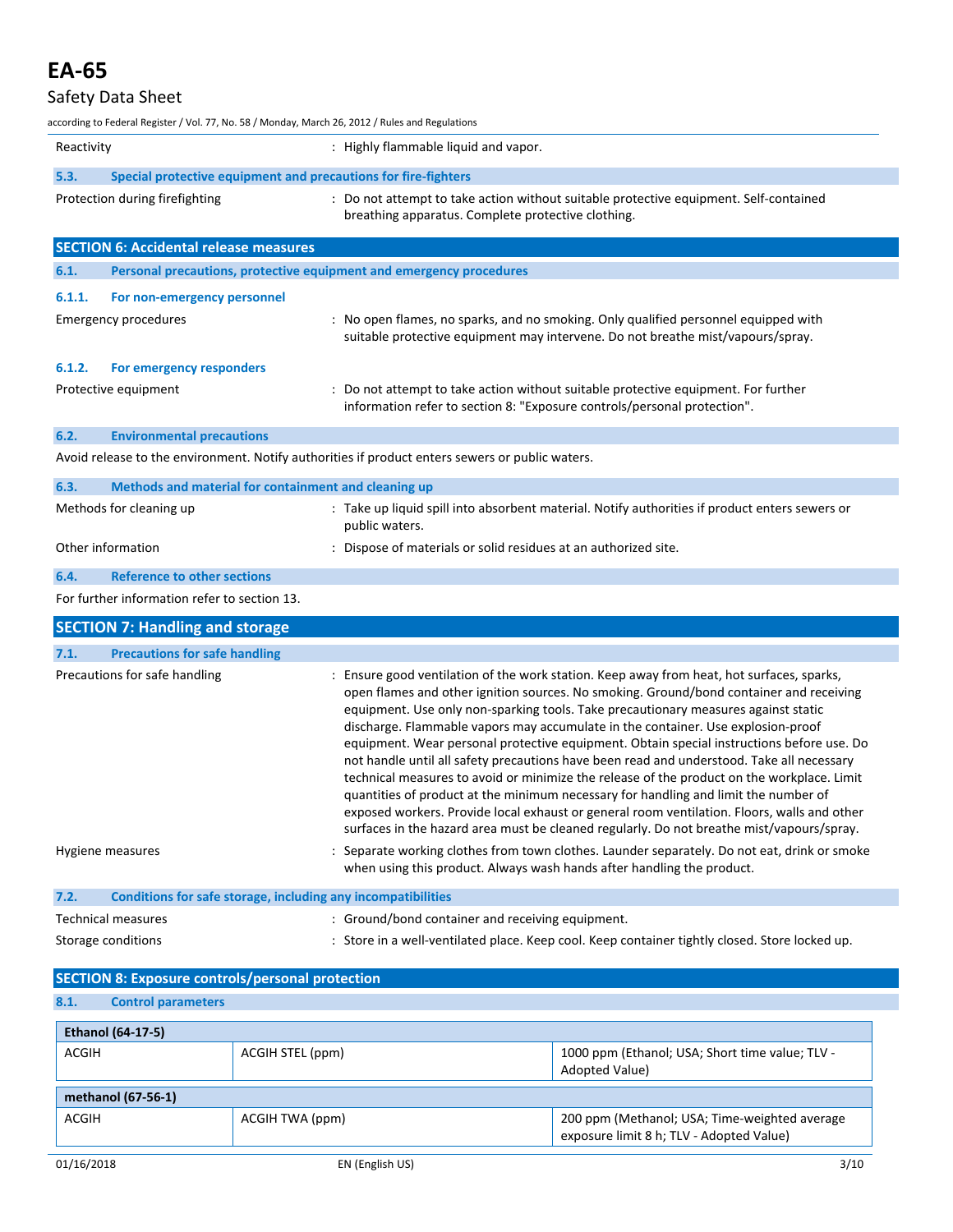| | |
|---|---|
| Reactivity | : Highly flammable liquid and vapor. |

### 5.3. Special protective equipment and precautions for fire-fighters

| | |
|---|---|
| Protection during firefighting | : Do not attempt to take action without suitable protective equipment. Self-contained breathing apparatus. Complete protective clothing. |

## SECTION 6: Accidental release measures

### 6.1. Personal precautions, protective equipment and emergency procedures

#### 6.1.1. For non-emergency personnel

| | |
|---|---|
| Emergency procedures | : No open flames, no sparks, and no smoking. Only qualified personnel equipped with suitable protective equipment may intervene. Do not breathe mist/vapours/spray. |

#### 6.1.2. For emergency responders

| | |
|---|---|
| Protective equipment | : Do not attempt to take action without suitable protective equipment. For further information refer to section 8: "Exposure controls/personal protection". |

### 6.2. Environmental precautions

Avoid release to the environment. Notify authorities if product enters sewers or public waters.

### 6.3. Methods and material for containment and cleaning up

| | |
|---|---|
| Methods for cleaning up | : Take up liquid spill into absorbent material. Notify authorities if product enters sewers or public waters. |
| Other information | : Dispose of materials or solid residues at an authorized site. |

### 6.4. Reference to other sections

For further information refer to section 13.

## SECTION 7: Handling and storage

### 7.1. Precautions for safe handling

| | |
|---|---|
| Precautions for safe handling | : Ensure good ventilation of the work station. Keep away from heat, hot surfaces, sparks, open flames and other ignition sources. No smoking. Ground/bond container and receiving equipment. Use only non-sparking tools. Take precautionary measures against static discharge. Flammable vapors may accumulate in the container. Use explosion-proof equipment. Wear personal protective equipment. Obtain special instructions before use. Do not handle until all safety precautions have been read and understood. Take all necessary technical measures to avoid or minimize the release of the product on the workplace. Limit quantities of product at the minimum necessary for handling and limit the number of exposed workers. Provide local exhaust or general room ventilation. Floors, walls and other surfaces in the hazard area must be cleaned regularly. Do not breathe mist/vapours/spray. |
| Hygiene measures | : Separate working clothes from town clothes. Launder separately. Do not eat, drink or smoke when using this product. Always wash hands after handling the product. |

### 7.2. Conditions for safe storage, including any incompatibilities

| | |
|---|---|
| Technical measures | : Ground/bond container and receiving equipment. |
| Storage conditions | : Store in a well-ventilated place. Keep cool. Keep container tightly closed. Store locked up. |

## SECTION 8: Exposure controls/personal protection

### 8.1. Control parameters

| **Ethanol (64-17-5)** | | |
|---|---|---|
| ACGIH | ACGIH STEL (ppm) | 1000 ppm (Ethanol; USA; Short time value; TLV - Adopted Value) |

| **methanol (67-56-1)** | | |
|---|---|---|
| ACGIH | ACGIH TWA (ppm) | 200 ppm (Methanol; USA; Time-weighted average exposure limit 8 h; TLV - Adopted Value) |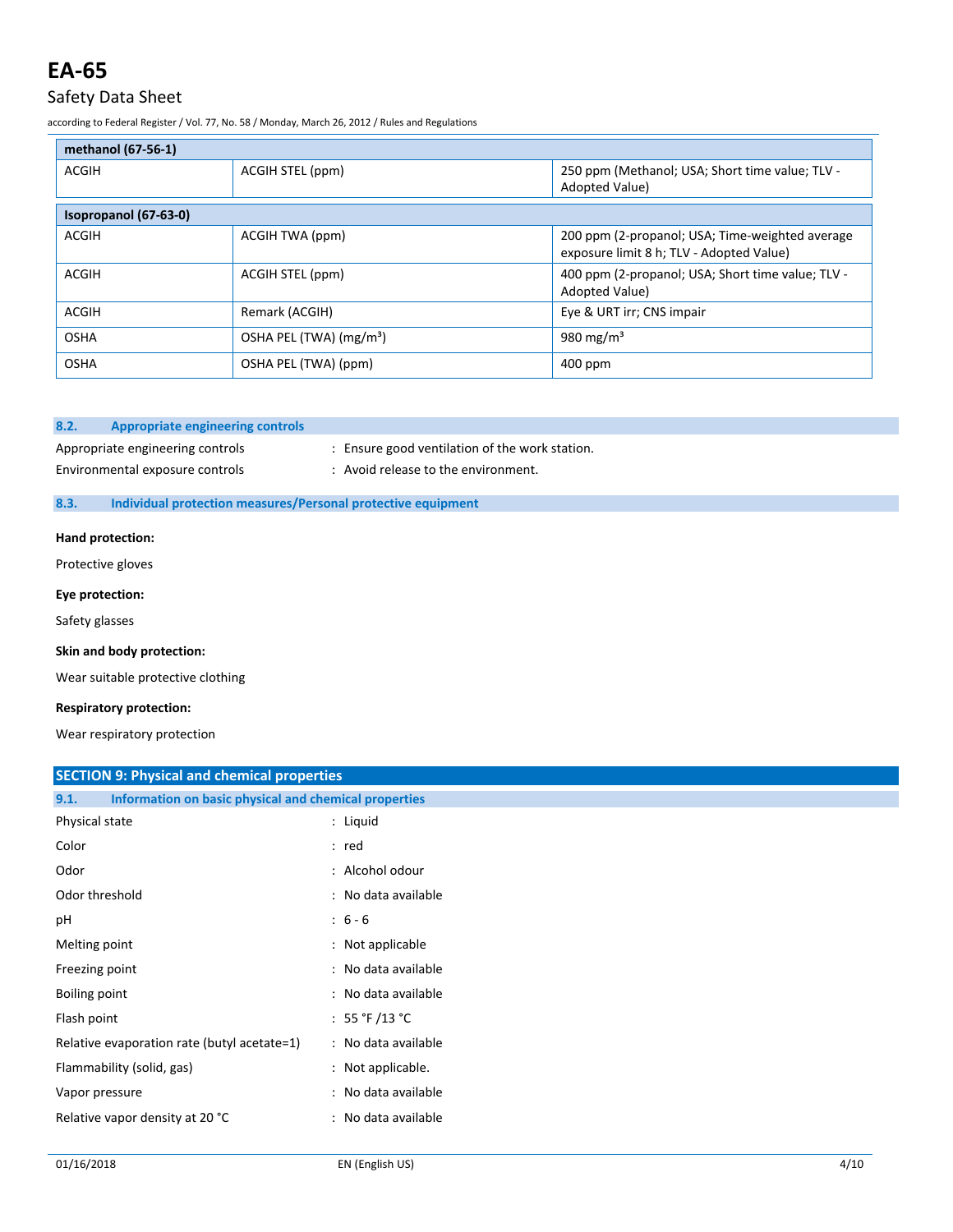| methanol (67-56-1) | | |
|---|---|---|
| ACGIH | ACGIH STEL (ppm) | 250 ppm (Methanol; USA; Short time value; TLV - Adopted Value) |

| Isopropanol (67-63-0) | | |
|---|---|---|
| ACGIH | ACGIH TWA (ppm) | 200 ppm (2-propanol; USA; Time-weighted average exposure limit 8 h; TLV - Adopted Value) |
| ACGIH | ACGIH STEL (ppm) | 400 ppm (2-propanol; USA; Short time value; TLV - Adopted Value) |
| ACGIH | Remark (ACGIH) | Eye & URT irr; CNS impair |
| OSHA | OSHA PEL (TWA) ($mg/m^3$) | 980 $mg/m^3$ |
| OSHA | OSHA PEL (TWA) (ppm) | 400 ppm |

### 8.2. Appropriate engineering controls

Appropriate engineering controls : Ensure good ventilation of the work station.

Environmental exposure controls : Avoid release to the environment.

### 8.3. Individual protection measures/Personal protective equipment

**Hand protection:**

Protective gloves

**Eye protection:**

Safety glasses

**Skin and body protection:**

Wear suitable protective clothing

**Respiratory protection:**

Wear respiratory protection

## SECTION 9: Physical and chemical properties

### 9.1. Information on basic physical and chemical properties

Physical state : Liquid

Color : red

Odor : Alcohol odour

Odor threshold : No data available

pH : 6 - 6

Melting point : Not applicable

Freezing point : No data available

Boiling point : No data available

Flash point : 55 °F /13 °C

Relative evaporation rate (butyl acetate=1) : No data available

Flammability (solid, gas) : Not applicable.

Vapor pressure : No data available

Relative vapor density at 20 °C : No data available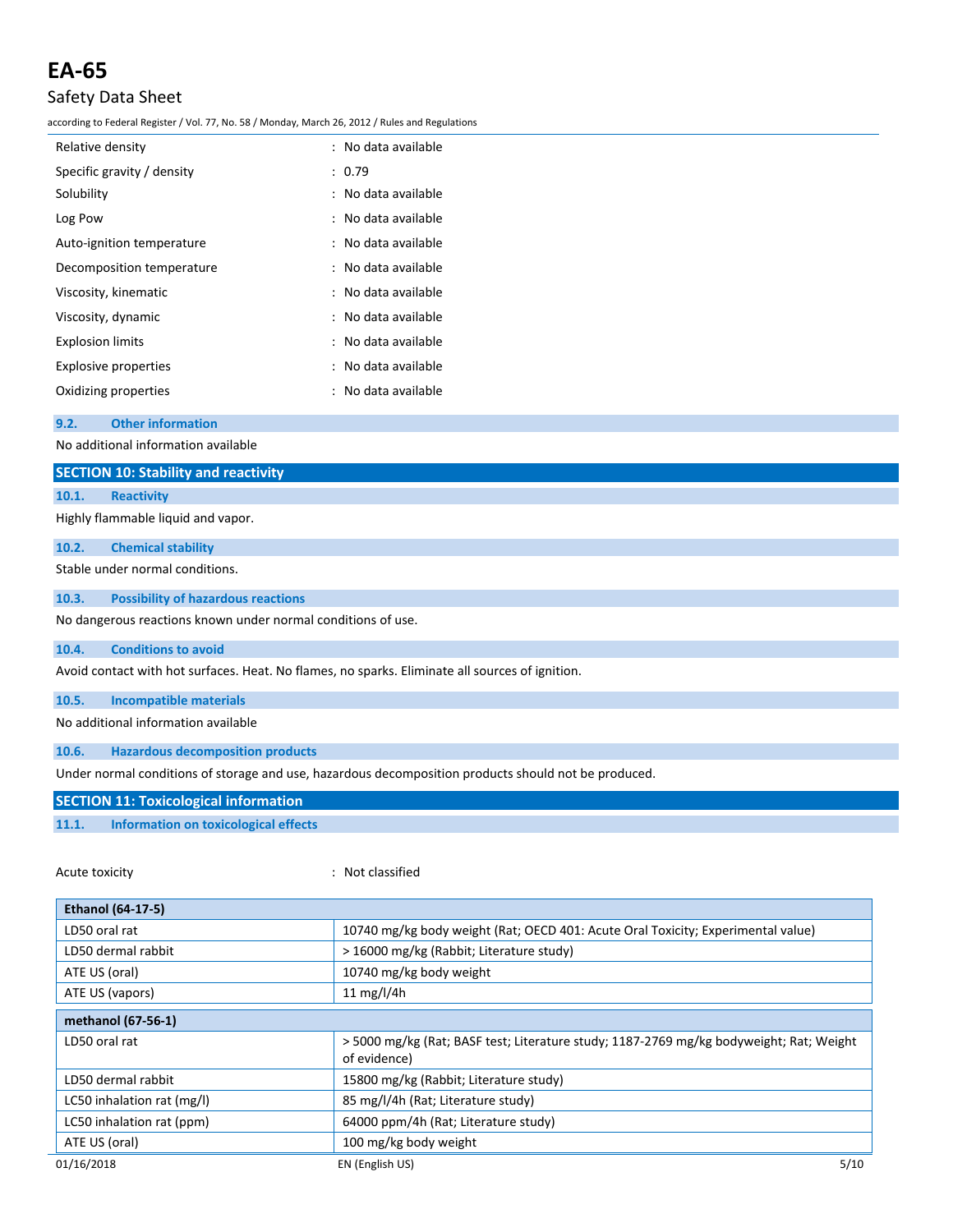| | | |
|---|---|---|
| Relative density | : | No data available |
| Specific gravity / density | : | 0.79 |
| Solubility | : | No data available |
| Log Pow | : | No data available |
| Auto-ignition temperature | : | No data available |
| Decomposition temperature | : | No data available |
| Viscosity, kinematic | : | No data available |
| Viscosity, dynamic | : | No data available |
| Explosion limits | : | No data available |
| Explosive properties | : | No data available |
| Oxidizing properties | : | No data available |

### 9.2. Other information

No additional information available

## SECTION 10: Stability and reactivity

### 10.1. Reactivity

Highly flammable liquid and vapor.

### 10.2. Chemical stability

Stable under normal conditions.

### 10.3. Possibility of hazardous reactions

No dangerous reactions known under normal conditions of use.

### 10.4. Conditions to avoid

Avoid contact with hot surfaces. Heat. No flames, no sparks. Eliminate all sources of ignition.

### 10.5. Incompatible materials

No additional information available

### 10.6. Hazardous decomposition products

Under normal conditions of storage and use, hazardous decomposition products should not be produced.

## SECTION 11: Toxicological information

### 11.1. Information on toxicological effects

Acute toxicity : Not classified

| **Ethanol (64-17-5)** | |
|---|---|
| LD50 oral rat | 10740 mg/kg body weight (Rat; OECD 401: Acute Oral Toxicity; Experimental value) |
| LD50 dermal rabbit | > 16000 mg/kg (Rabbit; Literature study) |
| ATE US (oral) | 10740 mg/kg body weight |
| ATE US (vapors) | 11 mg/l/4h |

| **methanol (67-56-1)** | |
|---|---|
| LD50 oral rat | > 5000 mg/kg (Rat; BASF test; Literature study; 1187-2769 mg/kg bodyweight; Rat; Weight of evidence) |
| LD50 dermal rabbit | 15800 mg/kg (Rabbit; Literature study) |
| LC50 inhalation rat (mg/l) | 85 mg/l/4h (Rat; Literature study) |
| LC50 inhalation rat (ppm) | 64000 ppm/4h (Rat; Literature study) |
| ATE US (oral) | 100 mg/kg body weight |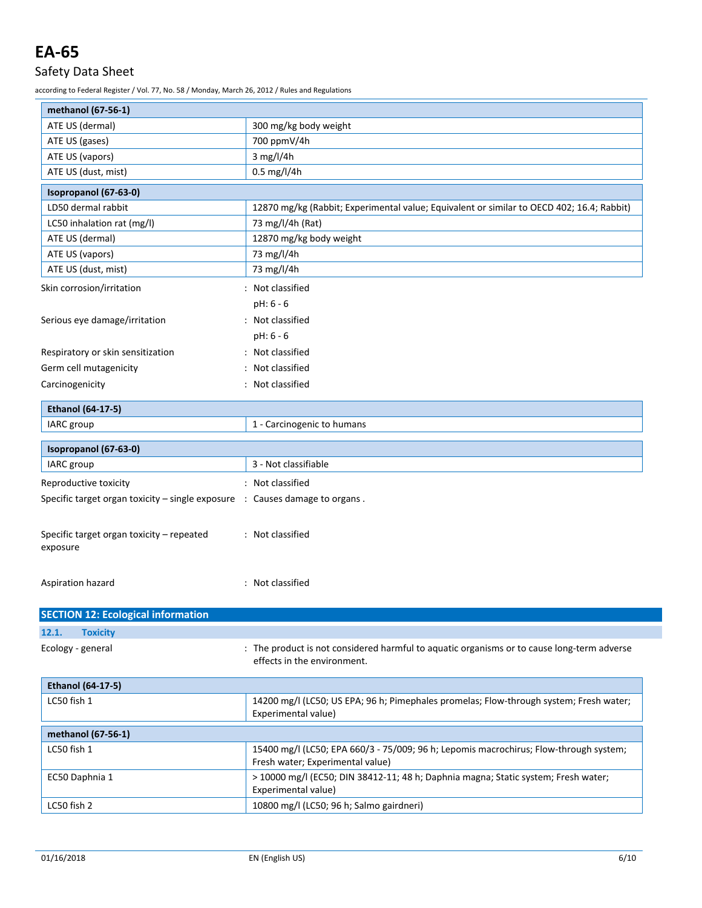| methanol (67-56-1) | |
|---|---|
| ATE US (dermal) | 300 mg/kg body weight |
| ATE US (gases) | 700 ppmV/4h |
| ATE US (vapors) | 3 mg/l/4h |
| ATE US (dust, mist) | 0.5 mg/l/4h |

| Isopropanol (67-63-0) | |
|---|---|
| LD50 dermal rabbit | 12870 mg/kg (Rabbit; Experimental value; Equivalent or similar to OECD 402; 16.4; Rabbit) |
| LC50 inhalation rat (mg/l) | 73 mg/l/4h (Rat) |
| ATE US (dermal) | 12870 mg/kg body weight |
| ATE US (vapors) | 73 mg/l/4h |
| ATE US (dust, mist) | 73 mg/l/4h |

Skin corrosion/irritation : Not classified

pH: 6 - 6

Serious eye damage/irritation : Not classified

pH: 6 - 6

Respiratory or skin sensitization : Not classified

Germ cell mutagenicity : Not classified

Carcinogenicity : Not classified

| Ethanol (64-17-5) | |
|---|---|
| IARC group | 1 - Carcinogenic to humans |

| Isopropanol (67-63-0) | |
|---|---|
| IARC group | 3 - Not classifiable |

Reproductive toxicity : Not classified

Specific target organ toxicity – single exposure : Causes damage to organs .

Specific target organ toxicity – repeated exposure : Not classified

Aspiration hazard : Not classified

## SECTION 12: Ecological information

### 12.1. Toxicity

Ecology - general : The product is not considered harmful to aquatic organisms or to cause long-term adverse effects in the environment.

| Ethanol (64-17-5) | |
|---|---|
| LC50 fish 1 | 14200 mg/l (LC50; US EPA; 96 h; Pimephales promelas; Flow-through system; Fresh water; Experimental value) |

| methanol (67-56-1) | |
|---|---|
| LC50 fish 1 | 15400 mg/l (LC50; EPA 660/3 - 75/009; 96 h; Lepomis macrochirus; Flow-through system; Fresh water; Experimental value) |
| EC50 Daphnia 1 | > 10000 mg/l (EC50; DIN 38412-11; 48 h; Daphnia magna; Static system; Fresh water; Experimental value) |
| LC50 fish 2 | 10800 mg/l (LC50; 96 h; Salmo gairdneri) |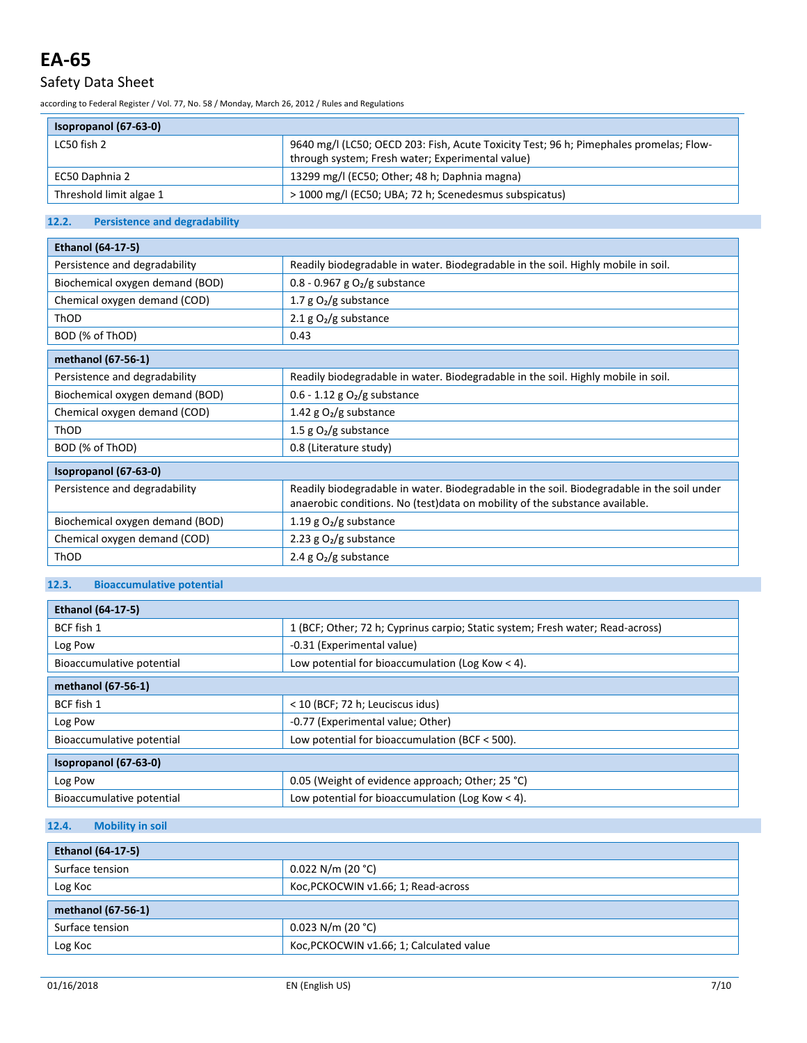| Isopropanol (67-63-0) | |
|---|---|
| LC50 fish 2 | 9640 mg/l (LC50; OECD 203: Fish, Acute Toxicity Test; 96 h; Pimephales promelas; Flow-through system; Fresh water; Experimental value) |
| EC50 Daphnia 2 | 13299 mg/l (EC50; Other; 48 h; Daphnia magna) |
| Threshold limit algae 1 | > 1000 mg/l (EC50; UBA; 72 h; Scenedesmus subspicatus) |

### 12.2. Persistence and degradability

| Ethanol (64-17-5) | |
|---|---|
| Persistence and degradability | Readily biodegradable in water. Biodegradable in the soil. Highly mobile in soil. |
| Biochemical oxygen demand (BOD) | 0.8 - 0.967 g $O_2$/g substance |
| Chemical oxygen demand (COD) | 1.7 g $O_2$/g substance |
| ThOD | 2.1 g $O_2$/g substance |
| BOD (% of ThOD) | 0.43 |

| methanol (67-56-1) | |
|---|---|
| Persistence and degradability | Readily biodegradable in water. Biodegradable in the soil. Highly mobile in soil. |
| Biochemical oxygen demand (BOD) | 0.6 - 1.12 g $O_2$/g substance |
| Chemical oxygen demand (COD) | 1.42 g $O_2$/g substance |
| ThOD | 1.5 g $O_2$/g substance |
| BOD (% of ThOD) | 0.8 (Literature study) |

| Isopropanol (67-63-0) | |
|---|---|
| Persistence and degradability | Readily biodegradable in water. Biodegradable in the soil. Biodegradable in the soil under anaerobic conditions. No (test)data on mobility of the substance available. |
| Biochemical oxygen demand (BOD) | 1.19 g $O_2$/g substance |
| Chemical oxygen demand (COD) | 2.23 g $O_2$/g substance |
| ThOD | 2.4 g $O_2$/g substance |

### 12.3. Bioaccumulative potential

| Ethanol (64-17-5) | |
|---|---|
| BCF fish 1 | 1 (BCF; Other; 72 h; Cyprinus carpio; Static system; Fresh water; Read-across) |
| Log Pow | -0.31 (Experimental value) |
| Bioaccumulative potential | Low potential for bioaccumulation (Log Kow < 4). |

| methanol (67-56-1) | |
|---|---|
| BCF fish 1 | < 10 (BCF; 72 h; Leuciscus idus) |
| Log Pow | -0.77 (Experimental value; Other) |
| Bioaccumulative potential | Low potential for bioaccumulation (BCF < 500). |

| Isopropanol (67-63-0) | |
|---|---|
| Log Pow | 0.05 (Weight of evidence approach; Other; 25 °C) |
| Bioaccumulative potential | Low potential for bioaccumulation (Log Kow < 4). |

### 12.4. Mobility in soil

| Ethanol (64-17-5) | |
|---|---|
| Surface tension | 0.022 N/m (20 °C) |
| Log Koc | Koc,PCKOCWIN v1.66; 1; Read-across |

| methanol (67-56-1) | |
|---|---|
| Surface tension | 0.023 N/m (20 °C) |
| Log Koc | Koc,PCKOCWIN v1.66; 1; Calculated value |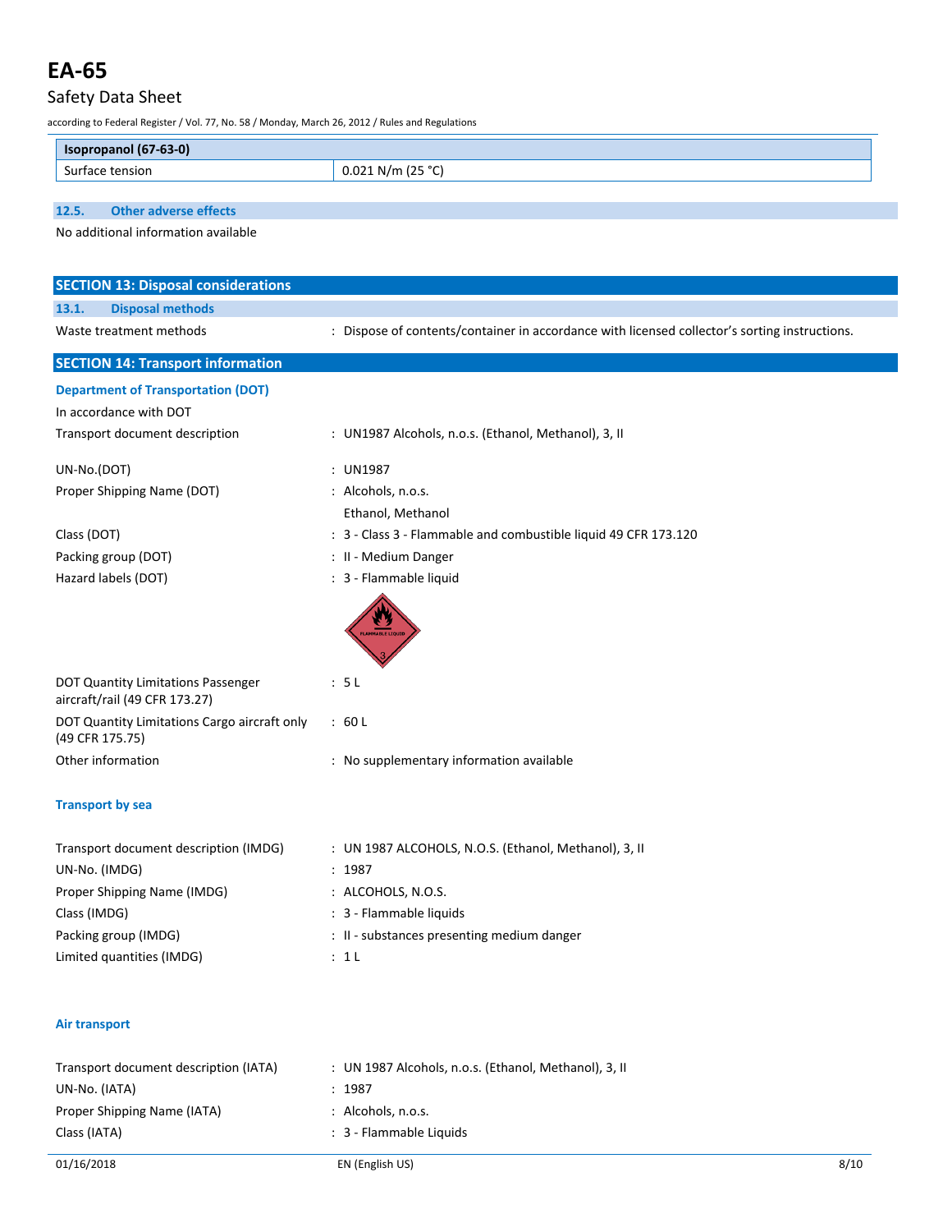| Isopropanol (67-63-0) | |
|---|---|
| Surface tension | 0.021 N/m (25 °C) |

### 12.5. Other adverse effects

No additional information available

## SECTION 13: Disposal considerations

### 13.1. Disposal methods

Waste treatment methods : Dispose of contents/container in accordance with licensed collector's sorting instructions.

## SECTION 14: Transport information

### Department of Transportation (DOT)

In accordance with DOT

Transport document description : UN1987 Alcohols, n.o.s. (Ethanol, Methanol), 3, II

UN-No.(DOT) : UN1987

Proper Shipping Name (DOT) : Alcohols, n.o.s.
Ethanol, Methanol

Class (DOT) : 3 - Class 3 - Flammable and combustible liquid 49 CFR 173.120

Packing group (DOT) : II - Medium Danger

Hazard labels (DOT) : 3 - Flammable liquid

DOT Quantity Limitations Passenger aircraft/rail (49 CFR 173.27) : 5 L

DOT Quantity Limitations Cargo aircraft only (49 CFR 175.75) : 60 L

Other information : No supplementary information available

### Transport by sea

Transport document description (IMDG) : UN 1987 ALCOHOLS, N.O.S. (Ethanol, Methanol), 3, II

UN-No. (IMDG) : 1987

Proper Shipping Name (IMDG) : ALCOHOLS, N.O.S.

Class (IMDG) : 3 - Flammable liquids

Packing group (IMDG) : II - substances presenting medium danger

Limited quantities (IMDG) : 1 L

### Air transport

Transport document description (IATA) : UN 1987 Alcohols, n.o.s. (Ethanol, Methanol), 3, II

UN-No. (IATA) : 1987

Proper Shipping Name (IATA) : Alcohols, n.o.s.

Class (IATA) : 3 - Flammable Liquids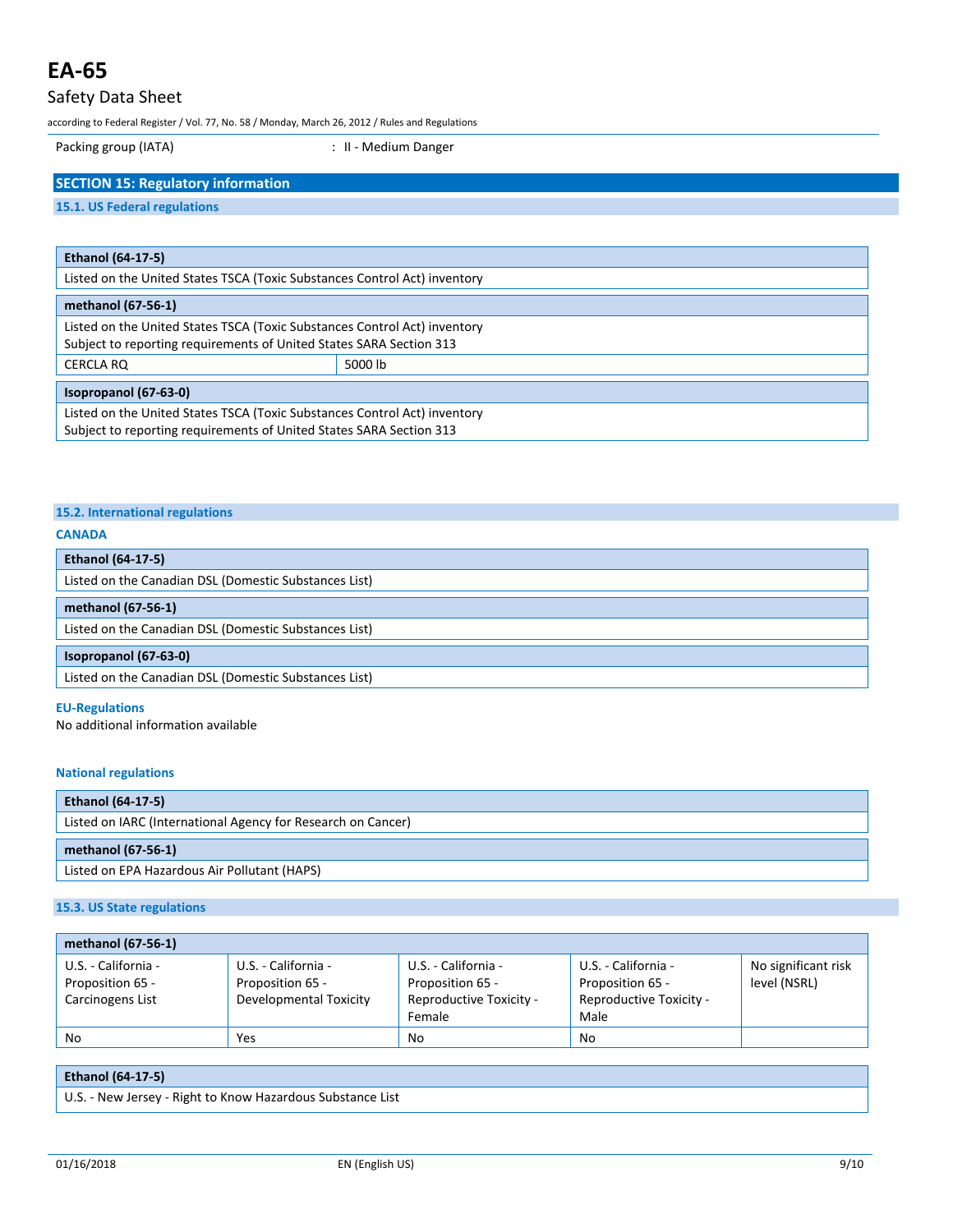Packing group (IATA) : II - Medium Danger

## SECTION 15: Regulatory information

### 15.1. US Federal regulations

| Ethanol (64-17-5) | |
|---|---|
| Listed on the United States TSCA (Toxic Substances Control Act) inventory | |

| methanol (67-56-1) | |
|---|---|
| Listed on the United States TSCA (Toxic Substances Control Act) inventory<br>Subject to reporting requirements of United States SARA Section 313 | |
| CERCLA RQ | 5000 lb |

| Isopropanol (67-63-0) |
|---|
| Listed on the United States TSCA (Toxic Substances Control Act) inventory<br>Subject to reporting requirements of United States SARA Section 313 |

### 15.2. International regulations

**CANADA**

| Ethanol (64-17-5) |
|---|
| Listed on the Canadian DSL (Domestic Substances List) |

| methanol (67-56-1) |
|---|
| Listed on the Canadian DSL (Domestic Substances List) |

| Isopropanol (67-63-0) |
|---|
| Listed on the Canadian DSL (Domestic Substances List) |

**EU-Regulations**

No additional information available

**National regulations**

| Ethanol (64-17-5) |
|---|
| Listed on IARC (International Agency for Research on Cancer) |

| methanol (67-56-1) |
|---|
| Listed on EPA Hazardous Air Pollutant (HAPS) |

### 15.3. US State regulations

| methanol (67-56-1) | | | | |
|---|---|---|---|---|
| U.S. - California - Proposition 65 - Carcinogens List | U.S. - California - Proposition 65 - Developmental Toxicity | U.S. - California - Proposition 65 - Reproductive Toxicity - Female | U.S. - California - Proposition 65 - Reproductive Toxicity - Male | No significant risk level (NSRL) |
| No | Yes | No | No | |

| Ethanol (64-17-5) |
|---|
| U.S. - New Jersey - Right to Know Hazardous Substance List |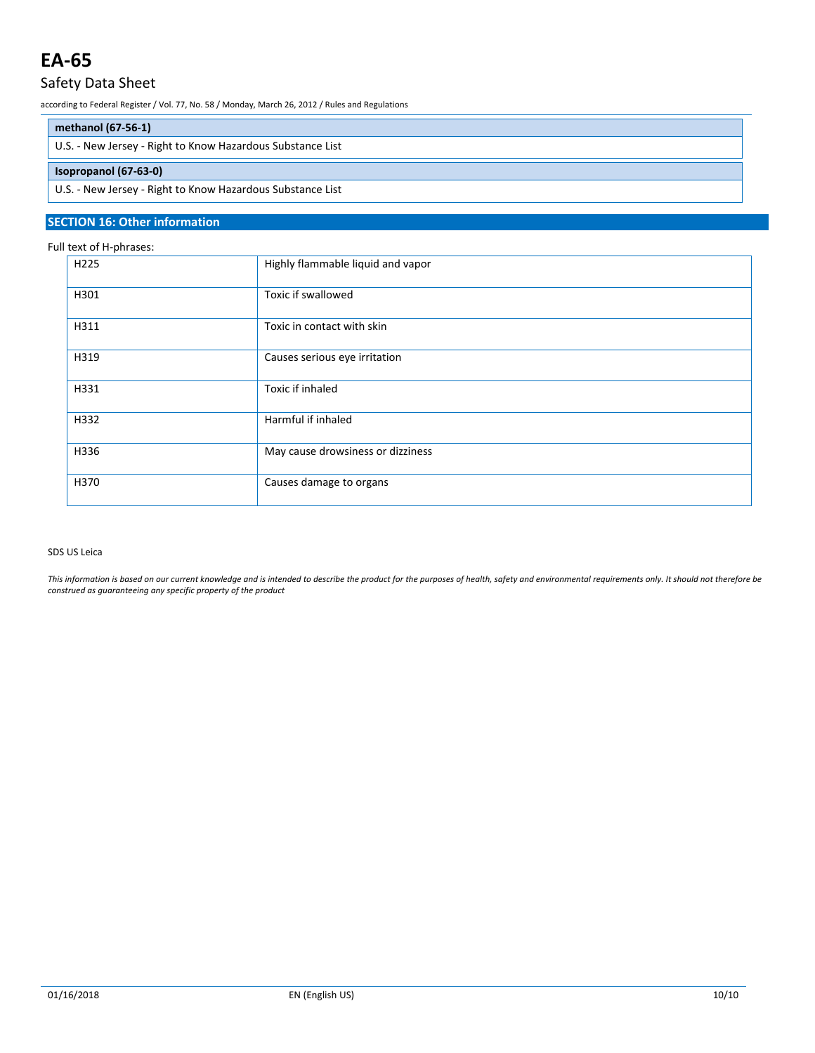| methanol (67-56-1) |
|---|
| U.S. - New Jersey - Right to Know Hazardous Substance List |

| Isopropanol (67-63-0) |
|---|
| U.S. - New Jersey - Right to Know Hazardous Substance List |

## SECTION 16: Other information

Full text of H-phrases:

| | |
|---|---|
| H225 | Highly flammable liquid and vapor |
| H301 | Toxic if swallowed |
| H311 | Toxic in contact with skin |
| H319 | Causes serious eye irritation |
| H331 | Toxic if inhaled |
| H332 | Harmful if inhaled |
| H336 | May cause drowsiness or dizziness |
| H370 | Causes damage to organs |

SDS US Leica

*This information is based on our current knowledge and is intended to describe the product for the purposes of health, safety and environmental requirements only. It should not therefore be construed as guaranteeing any specific property of the product*